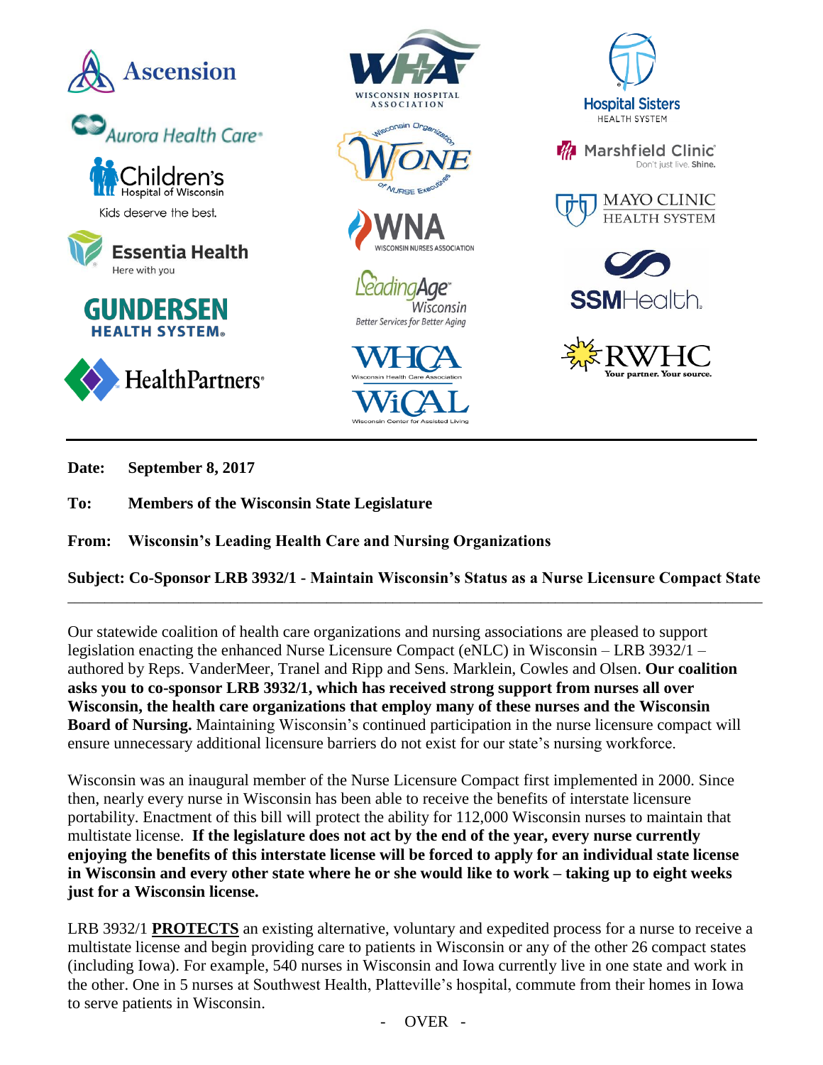**Date:** **September 8, 2017**

**To:** **Members of the Wisconsin State Legislature**

**From:** **Wisconsin's Leading Health Care and Nursing Organizations**

**Subject: Co-Sponsor LRB 3932/1 - Maintain Wisconsin's Status as a Nurse Licensure Compact State**

---

Our statewide coalition of health care organizations and nursing associations are pleased to support legislation enacting the enhanced Nurse Licensure Compact (eNLC) in Wisconsin – LRB 3932/1 – authored by Reps. VanderMeer, Tranel and Ripp and Sens. Marklein, Cowles and Olsen. **Our coalition asks you to co-sponsor LRB 3932/1, which has received strong support from nurses all over Wisconsin, the health care organizations that employ many of these nurses and the Wisconsin Board of Nursing.** Maintaining Wisconsin's continued participation in the nurse licensure compact will ensure unnecessary additional licensure barriers do not exist for our state's nursing workforce.

Wisconsin was an inaugural member of the Nurse Licensure Compact first implemented in 2000. Since then, nearly every nurse in Wisconsin has been able to receive the benefits of interstate licensure portability. Enactment of this bill will protect the ability for 112,000 Wisconsin nurses to maintain that multistate license. **If the legislature does not act by the end of the year, every nurse currently enjoying the benefits of this interstate license will be forced to apply for an individual state license in Wisconsin and every other state where he or she would like to work – taking up to eight weeks just for a Wisconsin license.**

LRB 3932/1 **PROTECTS** an existing alternative, voluntary and expedited process for a nurse to receive a multistate license and begin providing care to patients in Wisconsin or any of the other 26 compact states (including Iowa). For example, 540 nurses in Wisconsin and Iowa currently live in one state and work in the other. One in 5 nurses at Southwest Health, Platteville's hospital, commute from their homes in Iowa to serve patients in Wisconsin.

\- OVER -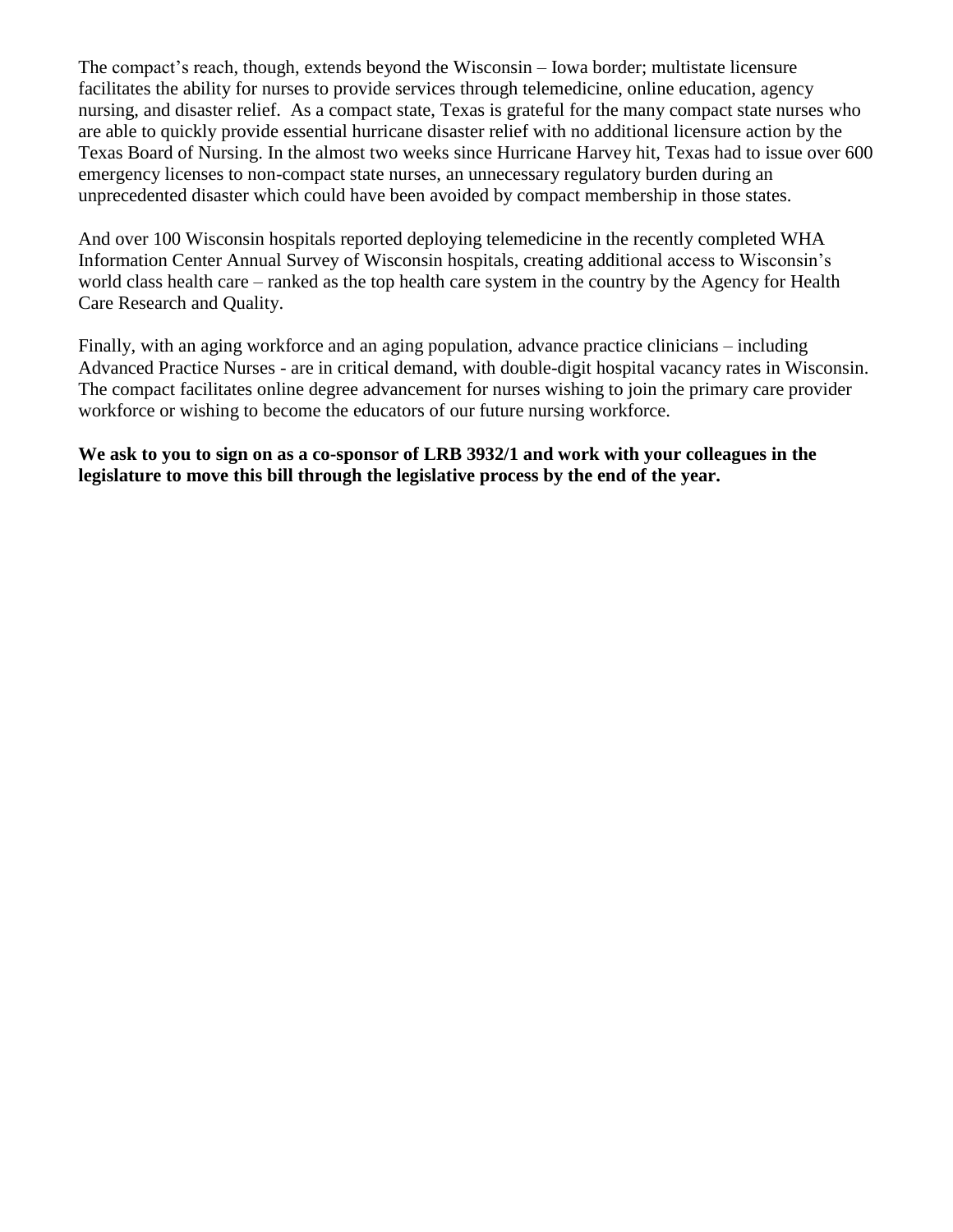The compact's reach, though, extends beyond the Wisconsin – Iowa border; multistate licensure facilitates the ability for nurses to provide services through telemedicine, online education, agency nursing, and disaster relief. As a compact state, Texas is grateful for the many compact state nurses who are able to quickly provide essential hurricane disaster relief with no additional licensure action by the Texas Board of Nursing. In the almost two weeks since Hurricane Harvey hit, Texas had to issue over 600 emergency licenses to non-compact state nurses, an unnecessary regulatory burden during an unprecedented disaster which could have been avoided by compact membership in those states.

And over 100 Wisconsin hospitals reported deploying telemedicine in the recently completed WHA Information Center Annual Survey of Wisconsin hospitals, creating additional access to Wisconsin's world class health care – ranked as the top health care system in the country by the Agency for Health Care Research and Quality.

Finally, with an aging workforce and an aging population, advance practice clinicians – including Advanced Practice Nurses - are in critical demand, with double-digit hospital vacancy rates in Wisconsin. The compact facilitates online degree advancement for nurses wishing to join the primary care provider workforce or wishing to become the educators of our future nursing workforce.

**We ask to you to sign on as a co-sponsor of LRB 3932/1 and work with your colleagues in the legislature to move this bill through the legislative process by the end of the year.**